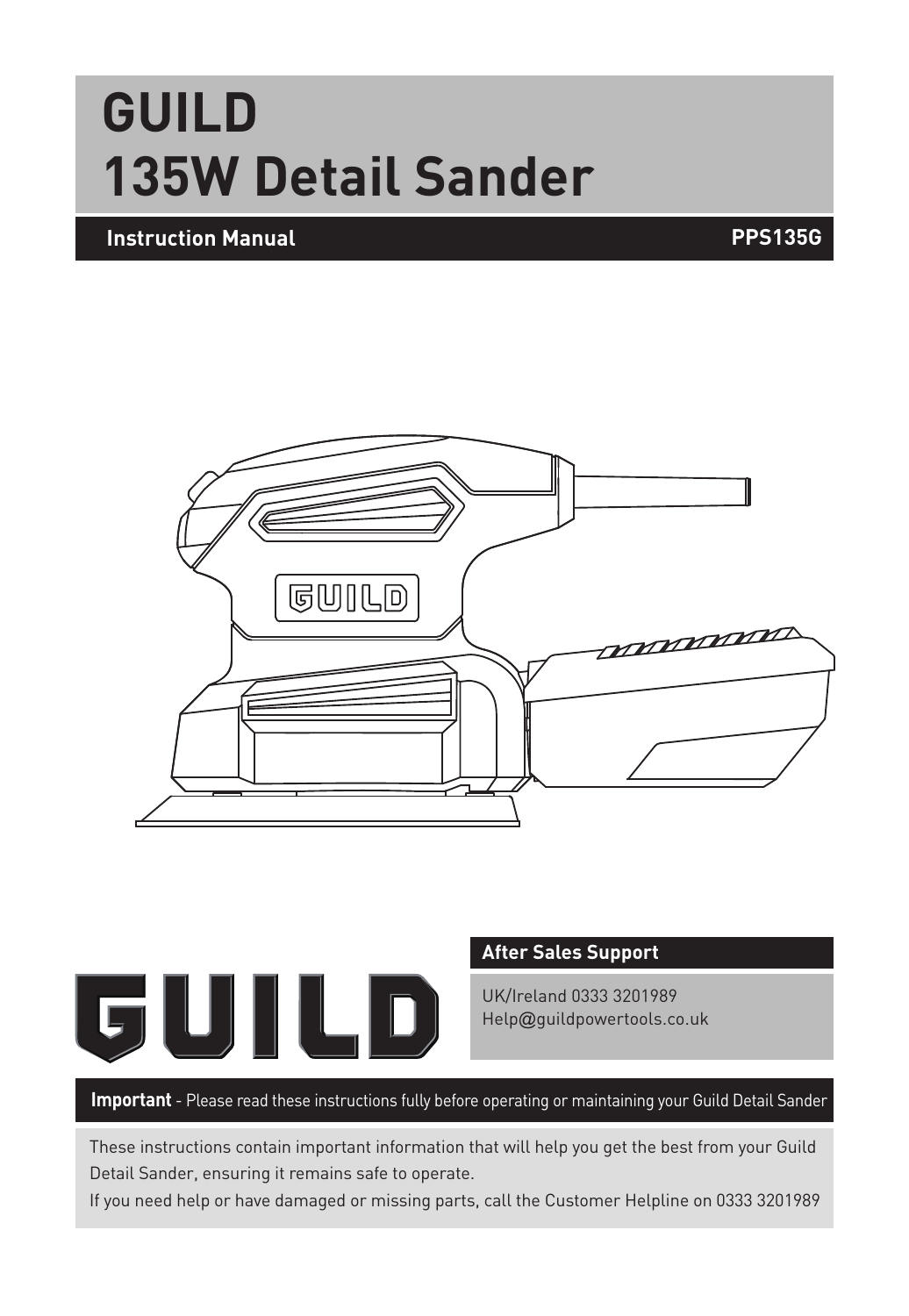# GUILD
# 135W Detail Sander

**Instruction Manual** **PPS135G**

## After Sales Support

UK/Ireland 0333 3201989
Help@guildpowertools.co.uk

**Important** - Please read these instructions fully before operating or maintaining your Guild Detail Sander

These instructions contain important information that will help you get the best from your Guild Detail Sander, ensuring it remains safe to operate.
If you need help or have damaged or missing parts, call the Customer Helpline on 0333 3201989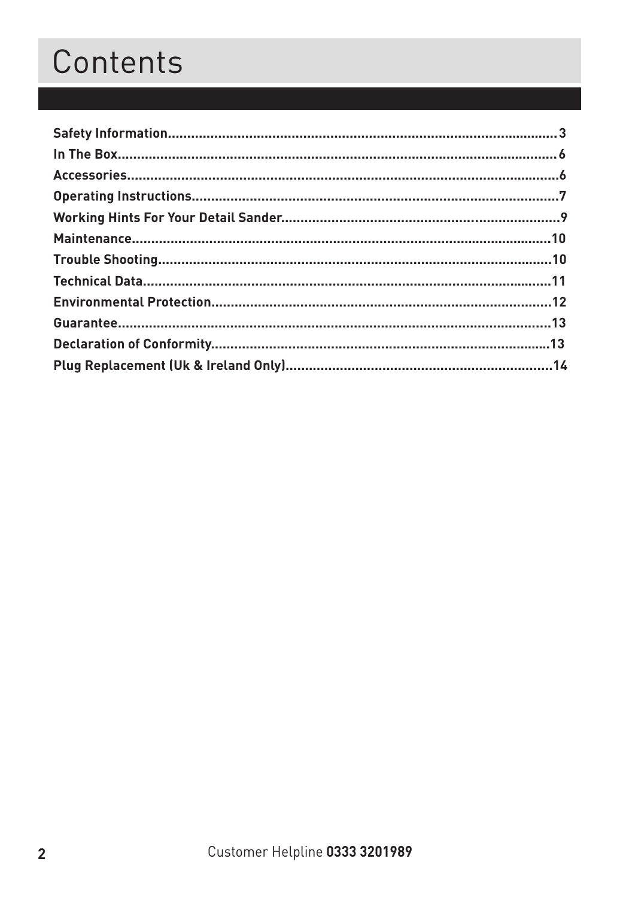# Contents

**Safety Information....................................................................................................3**
**In The Box.................................................................................................................6**
**Accessories...............................................................................................................6**
**Operating Instructions..............................................................................................7**
**Working Hints For Your Detail Sander......................................................................9**
**Maintenance............................................................................................................10**
**Trouble Shooting.....................................................................................................10**
**Technical Data..........................................................................................................11**
**Environmental Protection........................................................................................12**
**Guarantee................................................................................................................13**
**Declaration of Conformity.......................................................................................13**
**Plug Replacement (Uk & Ireland Only)....................................................................14**

Customer Helpline **0333 3201989**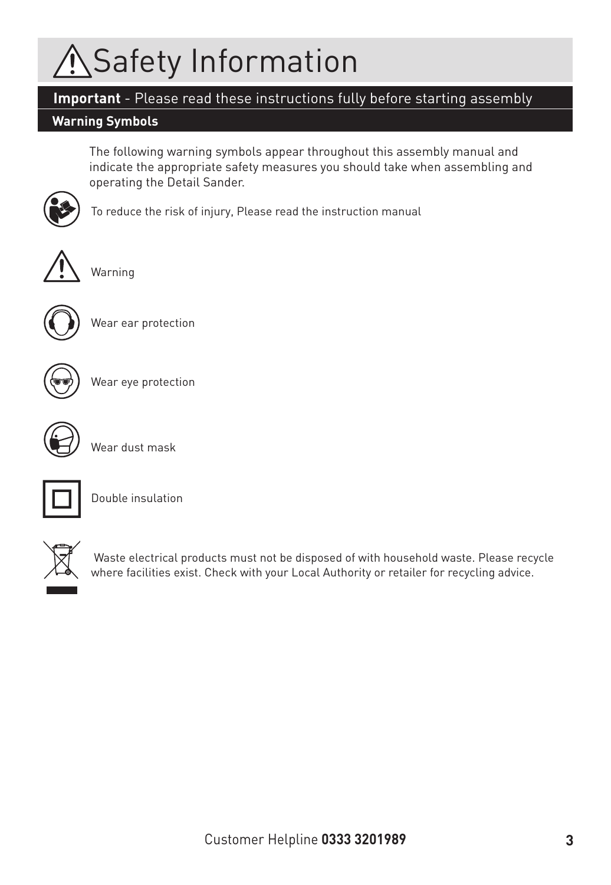# Safety Information

## **Important** - Please read these instructions fully before starting assembly

### Warning Symbols

The following warning symbols appear throughout this assembly manual and indicate the appropriate safety measures you should take when assembling and operating the Detail Sander.

To reduce the risk of injury, Please read the instruction manual

Warning

Wear ear protection

Wear eye protection

Wear dust mask

Double insulation

Waste electrical products must not be disposed of with household waste. Please recycle where facilities exist. Check with your Local Authority or retailer for recycling advice.

Customer Helpline **0333 3201989**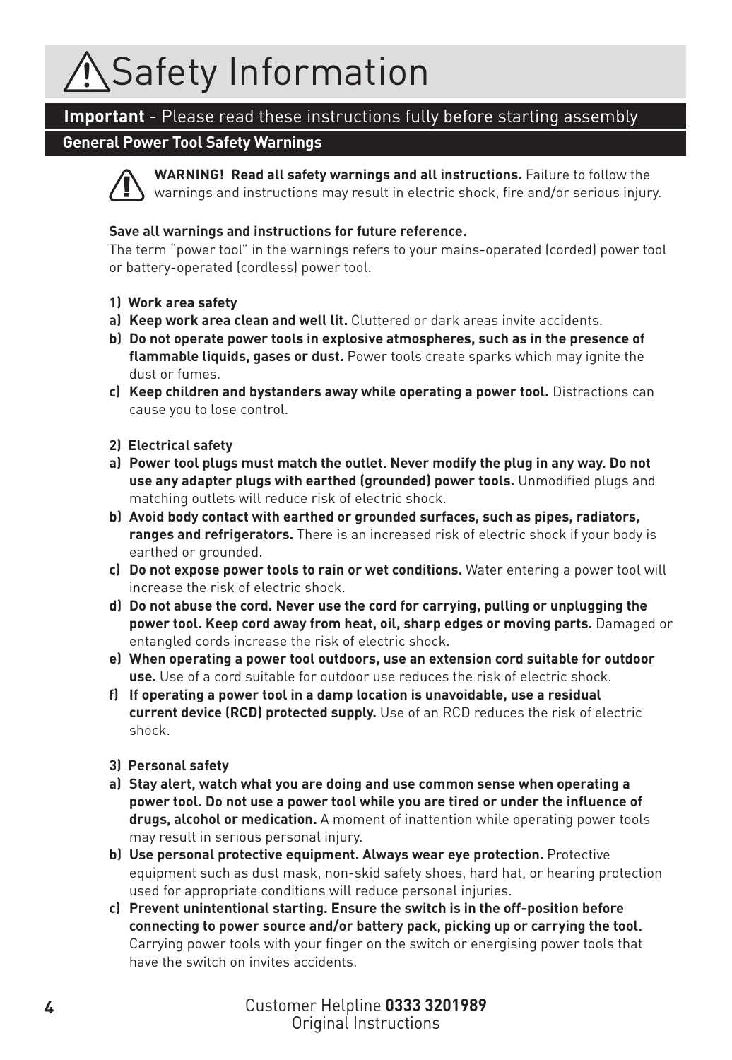# ⚠ Safety Information

## **Important** - Please read these instructions fully before starting assembly

### General Power Tool Safety Warnings

**WARNING! Read all safety warnings and all instructions.** Failure to follow the warnings and instructions may result in electric shock, fire and/or serious injury.

**Save all warnings and instructions for future reference.**
The term "power tool" in the warnings refers to your mains-operated (corded) power tool or battery-operated (cordless) power tool.

**1) Work area safety**

**a) Keep work area clean and well lit.** Cluttered or dark areas invite accidents.

**b) Do not operate power tools in explosive atmospheres, such as in the presence of flammable liquids, gases or dust.** Power tools create sparks which may ignite the dust or fumes.

**c) Keep children and bystanders away while operating a power tool.** Distractions can cause you to lose control.

**2) Electrical safety**

**a) Power tool plugs must match the outlet. Never modify the plug in any way. Do not use any adapter plugs with earthed (grounded) power tools.** Unmodified plugs and matching outlets will reduce risk of electric shock.

**b) Avoid body contact with earthed or grounded surfaces, such as pipes, radiators, ranges and refrigerators.** There is an increased risk of electric shock if your body is earthed or grounded.

**c) Do not expose power tools to rain or wet conditions.** Water entering a power tool will increase the risk of electric shock.

**d) Do not abuse the cord. Never use the cord for carrying, pulling or unplugging the power tool. Keep cord away from heat, oil, sharp edges or moving parts.** Damaged or entangled cords increase the risk of electric shock.

**e) When operating a power tool outdoors, use an extension cord suitable for outdoor use.** Use of a cord suitable for outdoor use reduces the risk of electric shock.

**f) If operating a power tool in a damp location is unavoidable, use a residual current device (RCD) protected supply.** Use of an RCD reduces the risk of electric shock.

**3) Personal safety**

**a) Stay alert, watch what you are doing and use common sense when operating a power tool. Do not use a power tool while you are tired or under the influence of drugs, alcohol or medication.** A moment of inattention while operating power tools may result in serious personal injury.

**b) Use personal protective equipment. Always wear eye protection.** Protective equipment such as dust mask, non-skid safety shoes, hard hat, or hearing protection used for appropriate conditions will reduce personal injuries.

**c) Prevent unintentional starting. Ensure the switch is in the off-position before connecting to power source and/or battery pack, picking up or carrying the tool.** Carrying power tools with your finger on the switch or energising power tools that have the switch on invites accidents.

Customer Helpline **0333 3201989**
Original Instructions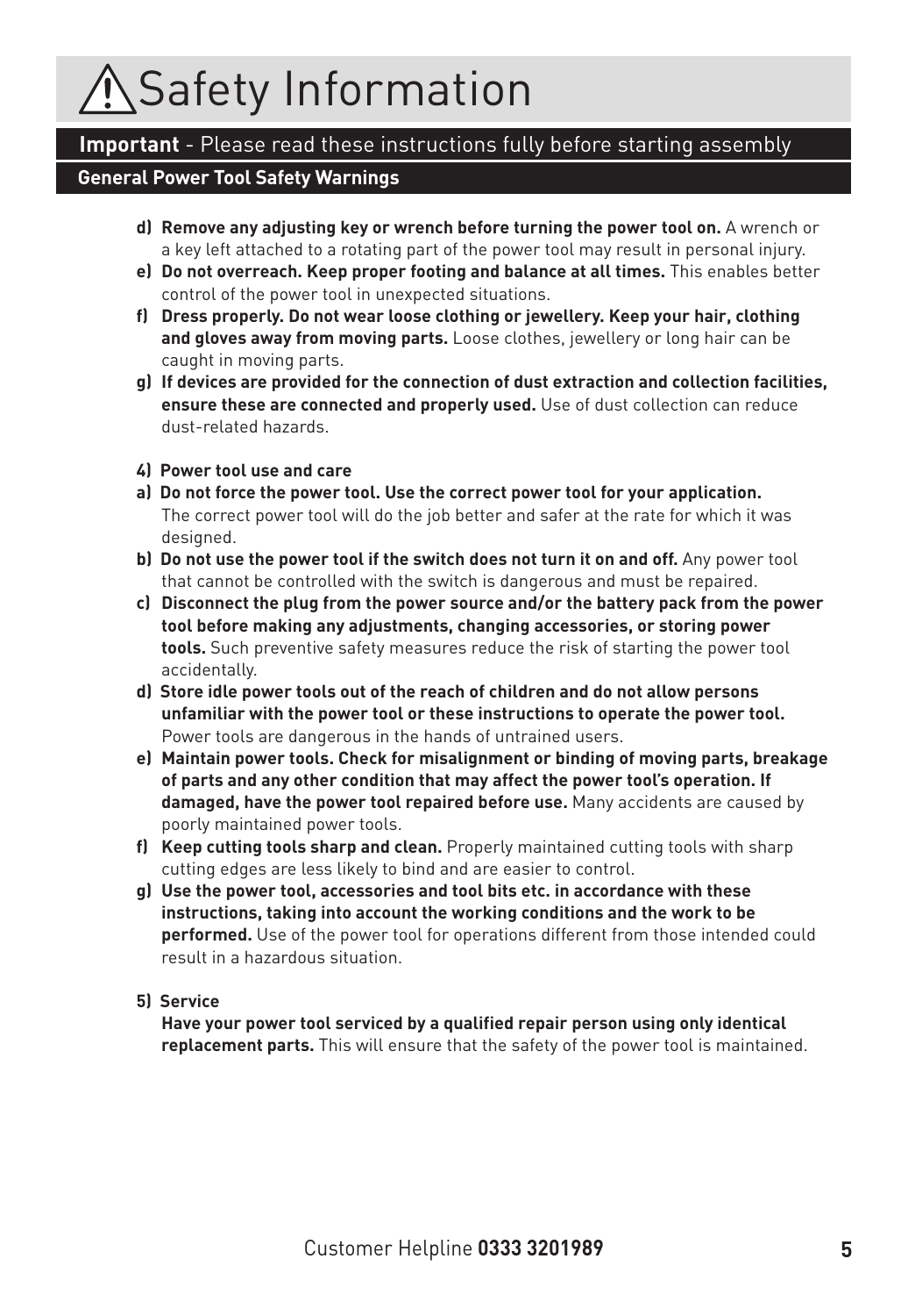# ⚠ Safety Information

**Important** - Please read these instructions fully before starting assembly

**General Power Tool Safety Warnings**

d) **Remove any adjusting key or wrench before turning the power tool on.** A wrench or a key left attached to a rotating part of the power tool may result in personal injury.

e) **Do not overreach. Keep proper footing and balance at all times.** This enables better control of the power tool in unexpected situations.

f) **Dress properly. Do not wear loose clothing or jewellery. Keep your hair, clothing and gloves away from moving parts.** Loose clothes, jewellery or long hair can be caught in moving parts.

g) **If devices are provided for the connection of dust extraction and collection facilities, ensure these are connected and properly used.** Use of dust collection can reduce dust-related hazards.

**4) Power tool use and care**

a) **Do not force the power tool. Use the correct power tool for your application.** The correct power tool will do the job better and safer at the rate for which it was designed.

b) **Do not use the power tool if the switch does not turn it on and off.** Any power tool that cannot be controlled with the switch is dangerous and must be repaired.

c) **Disconnect the plug from the power source and/or the battery pack from the power tool before making any adjustments, changing accessories, or storing power tools.** Such preventive safety measures reduce the risk of starting the power tool accidentally.

d) **Store idle power tools out of the reach of children and do not allow persons unfamiliar with the power tool or these instructions to operate the power tool.** Power tools are dangerous in the hands of untrained users.

e) **Maintain power tools. Check for misalignment or binding of moving parts, breakage of parts and any other condition that may affect the power tool's operation. If damaged, have the power tool repaired before use.** Many accidents are caused by poorly maintained power tools.

f) **Keep cutting tools sharp and clean.** Properly maintained cutting tools with sharp cutting edges are less likely to bind and are easier to control.

g) **Use the power tool, accessories and tool bits etc. in accordance with these instructions, taking into account the working conditions and the work to be performed.** Use of the power tool for operations different from those intended could result in a hazardous situation.

**5) Service**

**Have your power tool serviced by a qualified repair person using only identical replacement parts.** This will ensure that the safety of the power tool is maintained.

Customer Helpline **0333 3201989**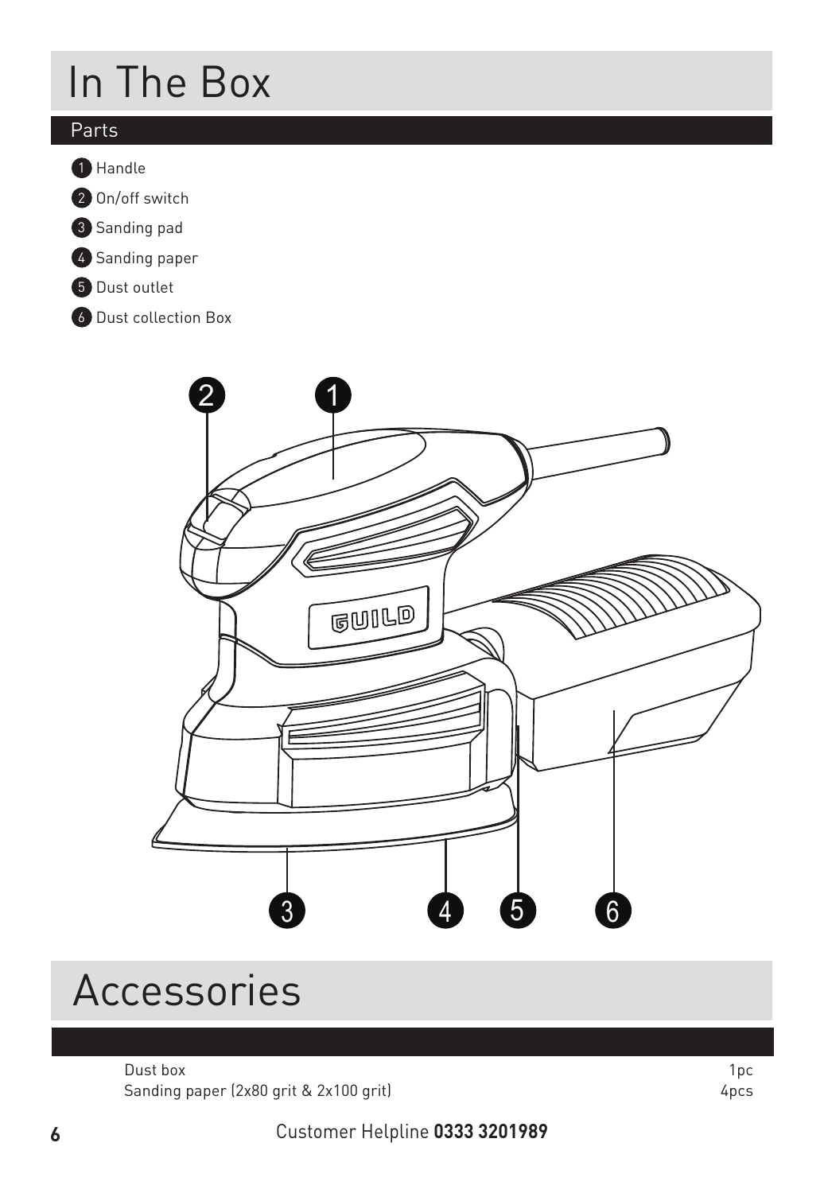# In The Box

## Parts

1. Handle
2. On/off switch
3. Sanding pad
4. Sanding paper
5. Dust outlet
6. Dust collection Box

# Accessories

| | |
|---|---|
| Dust box | 1pc |
| Sanding paper (2x80 grit & 2x100 grit) | 4pcs |

Customer Helpline **0333 3201989**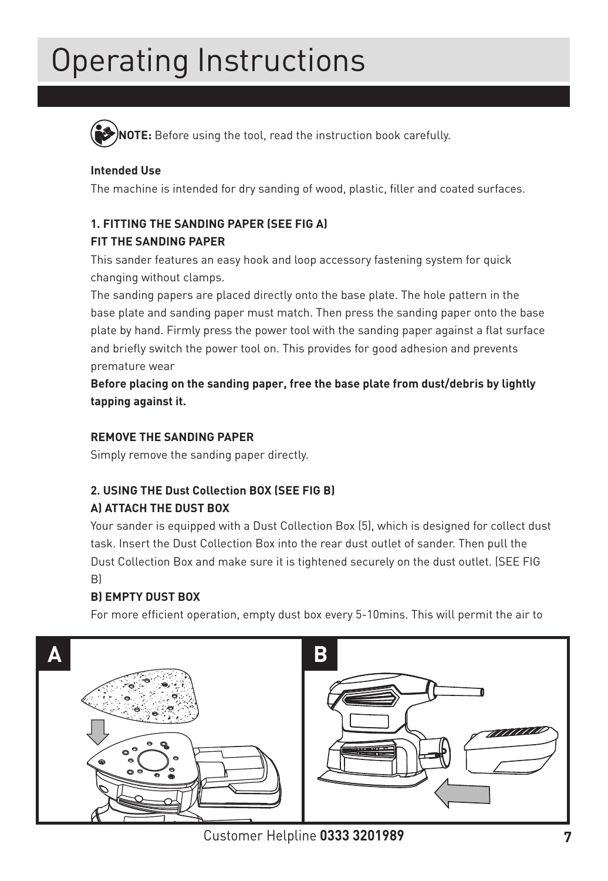# Operating Instructions

**NOTE:** Before using the tool, read the instruction book carefully.

**Intended Use**

The machine is intended for dry sanding of wood, plastic, filler and coated surfaces.

**1. FITTING THE SANDING PAPER (SEE FIG A)**

**FIT THE SANDING PAPER**

This sander features an easy hook and loop accessory fastening system for quick changing without clamps.

The sanding papers are placed directly onto the base plate. The hole pattern in the base plate and sanding paper must match. Then press the sanding paper onto the base plate by hand. Firmly press the power tool with the sanding paper against a flat surface and briefly switch the power tool on. This provides for good adhesion and prevents premature wear

**Before placing on the sanding paper, free the base plate from dust/debris by lightly tapping against it.**

**REMOVE THE SANDING PAPER**

Simply remove the sanding paper directly.

**2. USING THE Dust Collection BOX (SEE FIG B)**

**A) ATTACH THE DUST BOX**

Your sander is equipped with a Dust Collection Box (5), which is designed for collect dust task. Insert the Dust Collection Box into the rear dust outlet of sander. Then pull the Dust Collection Box and make sure it is tightened securely on the dust outlet. (SEE FIG B)

**B) EMPTY DUST BOX**

For more efficient operation, empty dust box every 5-10mins. This will permit the air to

A

B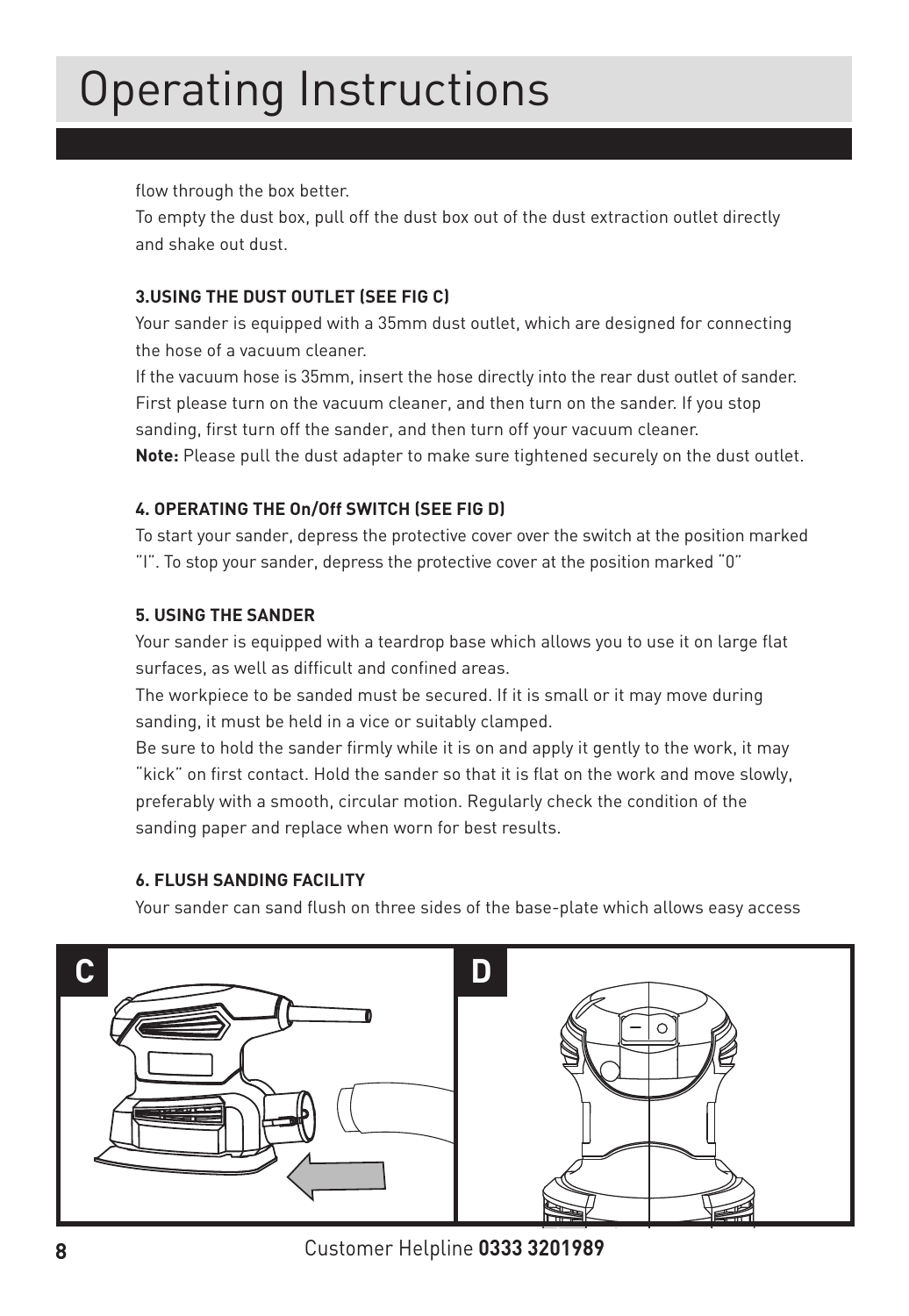# Operating Instructions

flow through the box better.
To empty the dust box, pull off the dust box out of the dust extraction outlet directly and shake out dust.

**3.USING THE DUST OUTLET (SEE FIG C)**

Your sander is equipped with a 35mm dust outlet, which are designed for connecting the hose of a vacuum cleaner.
If the vacuum hose is 35mm, insert the hose directly into the rear dust outlet of sander. First please turn on the vacuum cleaner, and then turn on the sander. If you stop sanding, first turn off the sander, and then turn off your vacuum cleaner.
**Note:** Please pull the dust adapter to make sure tightened securely on the dust outlet.

**4. OPERATING THE On/Off SWITCH (SEE FIG D)**

To start your sander, depress the protective cover over the switch at the position marked "I". To stop your sander, depress the protective cover at the position marked "0"

**5. USING THE SANDER**

Your sander is equipped with a teardrop base which allows you to use it on large flat surfaces, as well as difficult and confined areas.
The workpiece to be sanded must be secured. If it is small or it may move during sanding, it must be held in a vice or suitably clamped.
Be sure to hold the sander firmly while it is on and apply it gently to the work, it may "kick" on first contact. Hold the sander so that it is flat on the work and move slowly, preferably with a smooth, circular motion. Regularly check the condition of the sanding paper and replace when worn for best results.

**6. FLUSH SANDING FACILITY**

Your sander can sand flush on three sides of the base-plate which allows easy access

C

D

Customer Helpline **0333 3201989**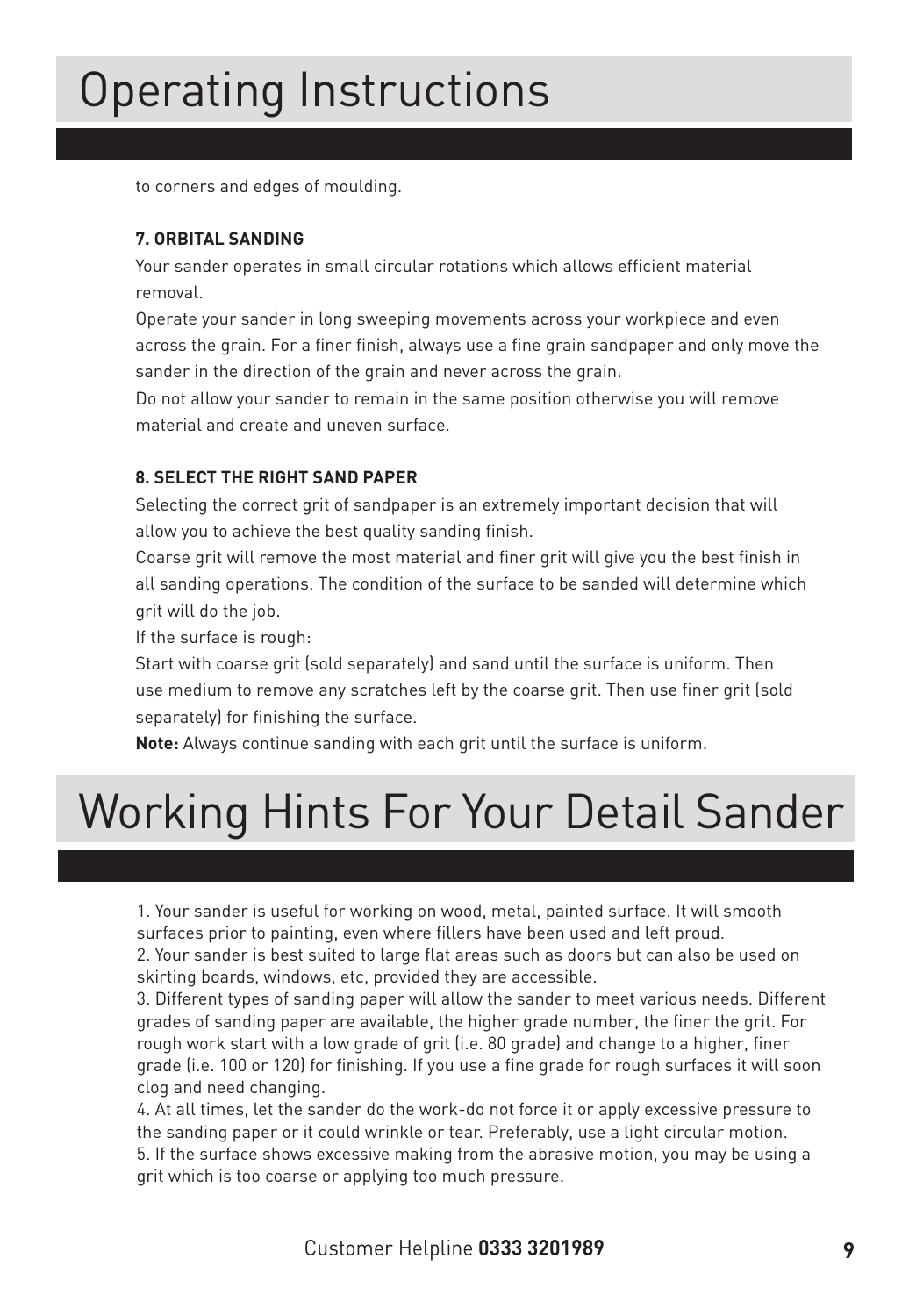# Operating Instructions

to corners and edges of moulding.

**7. ORBITAL SANDING**

Your sander operates in small circular rotations which allows efficient material removal.

Operate your sander in long sweeping movements across your workpiece and even across the grain. For a finer finish, always use a fine grain sandpaper and only move the sander in the direction of the grain and never across the grain.

Do not allow your sander to remain in the same position otherwise you will remove material and create and uneven surface.

**8. SELECT THE RIGHT SAND PAPER**

Selecting the correct grit of sandpaper is an extremely important decision that will allow you to achieve the best quality sanding finish.

Coarse grit will remove the most material and finer grit will give you the best finish in all sanding operations. The condition of the surface to be sanded will determine which grit will do the job.

If the surface is rough:

Start with coarse grit (sold separately) and sand until the surface is uniform. Then use medium to remove any scratches left by the coarse grit. Then use finer grit (sold separately) for finishing the surface.

**Note:** Always continue sanding with each grit until the surface is uniform.

# Working Hints For Your Detail Sander

1. Your sander is useful for working on wood, metal, painted surface. It will smooth surfaces prior to painting, even where fillers have been used and left proud.
2. Your sander is best suited to large flat areas such as doors but can also be used on skirting boards, windows, etc, provided they are accessible.
3. Different types of sanding paper will allow the sander to meet various needs. Different grades of sanding paper are available, the higher grade number, the finer the grit. For rough work start with a low grade of grit (i.e. 80 grade) and change to a higher, finer grade (i.e. 100 or 120) for finishing. If you use a fine grade for rough surfaces it will soon clog and need changing.
4. At all times, let the sander do the work-do not force it or apply excessive pressure to the sanding paper or it could wrinkle or tear. Preferably, use a light circular motion.
5. If the surface shows excessive making from the abrasive motion, you may be using a grit which is too coarse or applying too much pressure.

Customer Helpline **0333 3201989**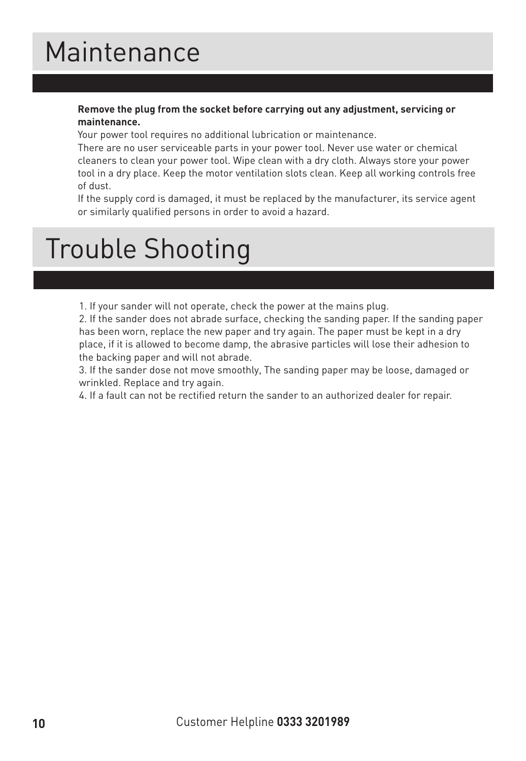# Maintenance

**Remove the plug from the socket before carrying out any adjustment, servicing or maintenance.**

Your power tool requires no additional lubrication or maintenance.

There are no user serviceable parts in your power tool. Never use water or chemical cleaners to clean your power tool. Wipe clean with a dry cloth. Always store your power tool in a dry place. Keep the motor ventilation slots clean. Keep all working controls free of dust.

If the supply cord is damaged, it must be replaced by the manufacturer, its service agent or similarly qualified persons in order to avoid a hazard.

# Trouble Shooting

1. If your sander will not operate, check the power at the mains plug.
2. If the sander does not abrade surface, checking the sanding paper. If the sanding paper has been worn, replace the new paper and try again. The paper must be kept in a dry place, if it is allowed to become damp, the abrasive particles will lose their adhesion to the backing paper and will not abrade.
3. If the sander dose not move smoothly, The sanding paper may be loose, damaged or wrinkled. Replace and try again.
4. If a fault can not be rectified return the sander to an authorized dealer for repair.

Customer Helpline **0333 3201989**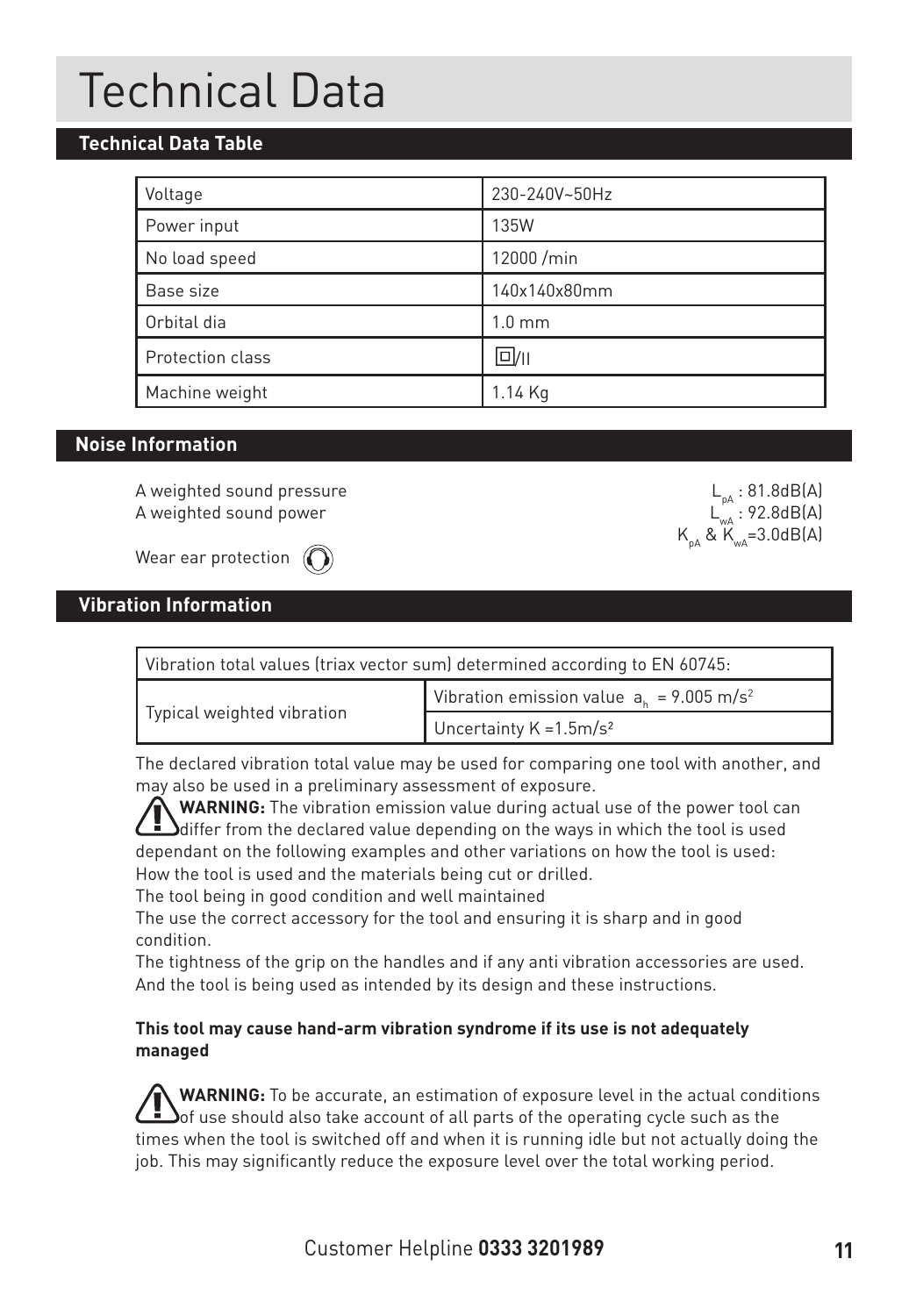# Technical Data

## Technical Data Table

| Voltage | 230-240V~50Hz |
|---|---|
| Power input | 135W |
| No load speed | 12000 /min |
| Base size | 140x140x80mm |
| Orbital dia | 1.0 mm |
| Protection class | ⧈/II |
| Machine weight | 1.14 Kg |

## Noise Information

A weighted sound pressure $L_{pA}$ : 81.8dB(A)
A weighted sound power $L_{wA}$ : 92.8dB(A)
$K_{pA}$ & $K_{wA}$=3.0dB(A)

Wear ear protection

## Vibration Information

| Vibration total values (triax vector sum) determined according to EN 60745: | |
|---|---|
| Typical weighted vibration | Vibration emission value $a_h$ = 9.005 $m/s^2$ |
| | Uncertainty K =1.5$m/s^2$ |

The declared vibration total value may be used for comparing one tool with another, and may also be used in a preliminary assessment of exposure.

**WARNING:** The vibration emission value during actual use of the power tool can differ from the declared value depending on the ways in which the tool is used dependant on the following examples and other variations on how the tool is used:
How the tool is used and the materials being cut or drilled.
The tool being in good condition and well maintained
The use the correct accessory for the tool and ensuring it is sharp and in good condition.
The tightness of the grip on the handles and if any anti vibration accessories are used.
And the tool is being used as intended by its design and these instructions.

**This tool may cause hand-arm vibration syndrome if its use is not adequately managed**

**WARNING:** To be accurate, an estimation of exposure level in the actual conditions of use should also take account of all parts of the operating cycle such as the times when the tool is switched off and when it is running idle but not actually doing the job. This may significantly reduce the exposure level over the total working period.

Customer Helpline **0333 3201989**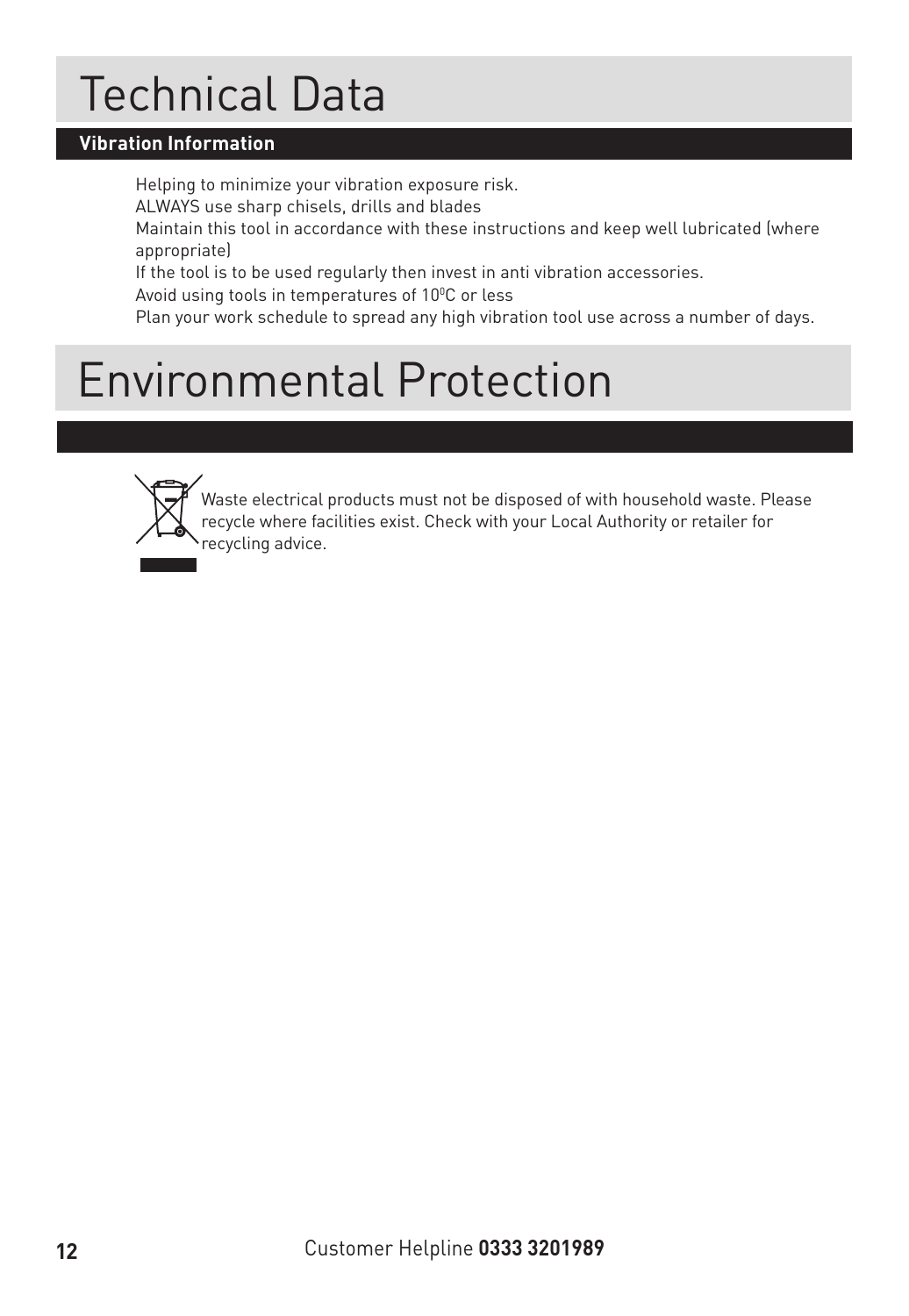# Technical Data

## Vibration Information

Helping to minimize your vibration exposure risk.
ALWAYS use sharp chisels, drills and blades
Maintain this tool in accordance with these instructions and keep well lubricated (where appropriate)
If the tool is to be used regularly then invest in anti vibration accessories.
Avoid using tools in temperatures of $10^0$C or less
Plan your work schedule to spread any high vibration tool use across a number of days.

# Environmental Protection

Waste electrical products must not be disposed of with household waste. Please recycle where facilities exist. Check with your Local Authority or retailer for recycling advice.

Customer Helpline **0333 3201989**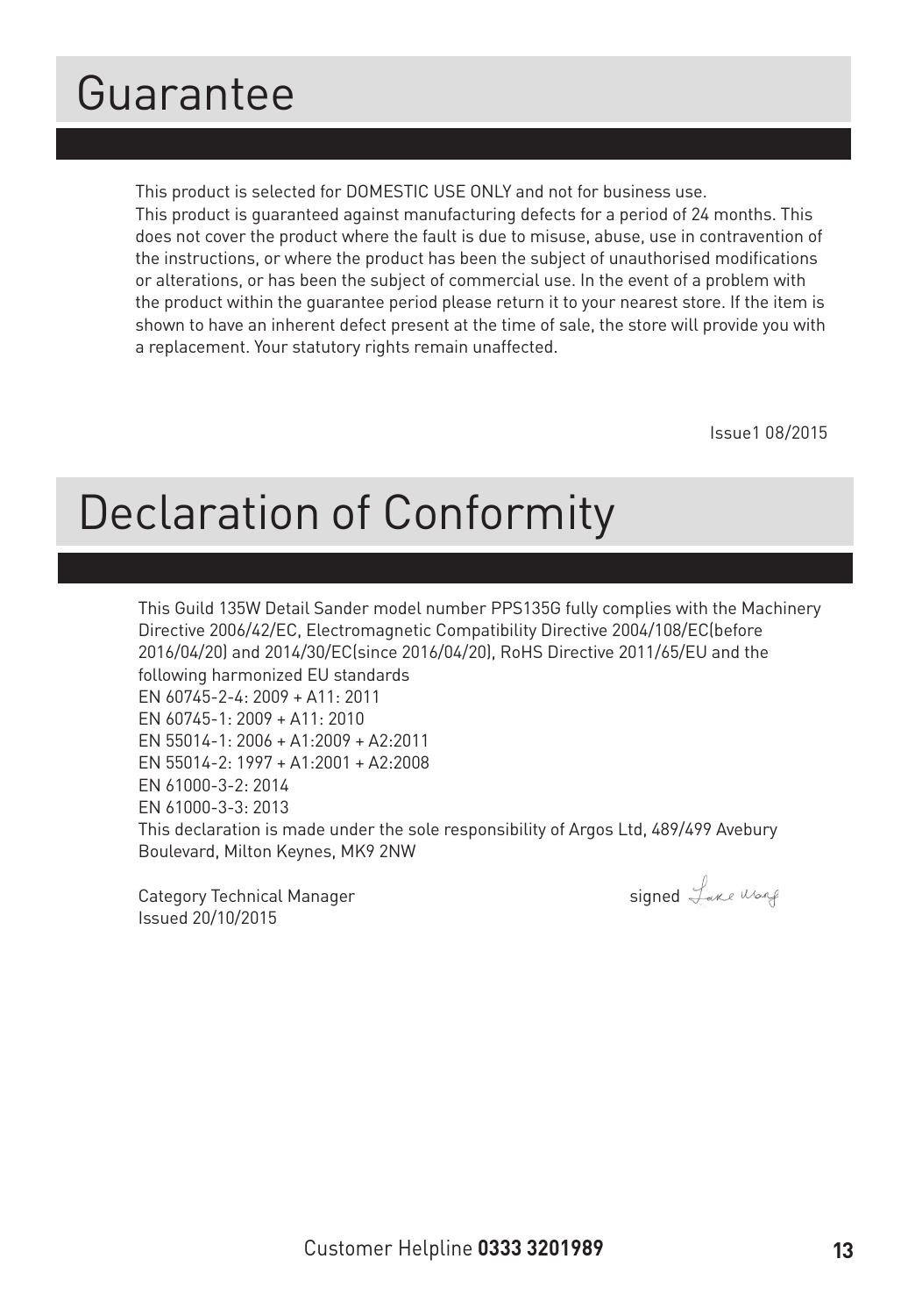# Guarantee

This product is selected for DOMESTIC USE ONLY and not for business use.
This product is guaranteed against manufacturing defects for a period of 24 months. This does not cover the product where the fault is due to misuse, abuse, use in contravention of the instructions, or where the product has been the subject of unauthorised modifications or alterations, or has been the subject of commercial use. In the event of a problem with the product within the guarantee period please return it to your nearest store. If the item is shown to have an inherent defect present at the time of sale, the store will provide you with a replacement. Your statutory rights remain unaffected.

Issue1 08/2015

# Declaration of Conformity

This Guild 135W Detail Sander model number PPS135G fully complies with the Machinery Directive 2006/42/EC, Electromagnetic Compatibility Directive 2004/108/EC(before 2016/04/20) and 2014/30/EC(since 2016/04/20), RoHS Directive 2011/65/EU and the following harmonized EU standards
EN 60745-2-4: 2009 + A11: 2011
EN 60745-1: 2009 + A11: 2010
EN 55014-1: 2006 + A1:2009 + A2:2011
EN 55014-2: 1997 + A1:2001 + A2:2008
EN 61000-3-2: 2014
EN 61000-3-3: 2013
This declaration is made under the sole responsibility of Argos Ltd, 489/499 Avebury Boulevard, Milton Keynes, MK9 2NW

Category Technical Manager
Issued 20/10/2015

signed

Customer Helpline **0333 3201989**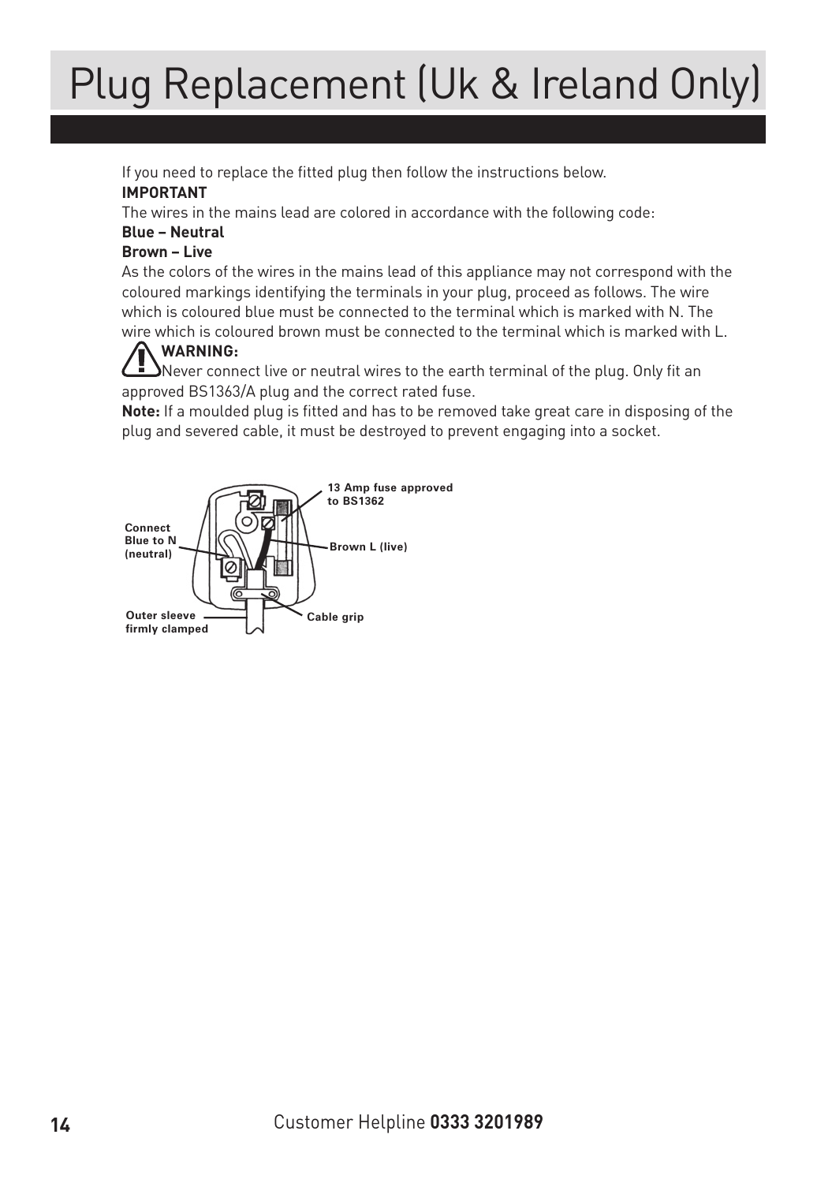# Plug Replacement (Uk & Ireland Only)

If you need to replace the fitted plug then follow the instructions below.

**IMPORTANT**

The wires in the mains lead are colored in accordance with the following code:

**Blue – Neutral**

**Brown – Live**

As the colors of the wires in the mains lead of this appliance may not correspond with the coloured markings identifying the terminals in your plug, proceed as follows. The wire which is coloured blue must be connected to the terminal which is marked with N. The wire which is coloured brown must be connected to the terminal which is marked with L.

**WARNING:**

Never connect live or neutral wires to the earth terminal of the plug. Only fit an approved BS1363/A plug and the correct rated fuse.

**Note:** If a moulded plug is fitted and has to be removed take great care in disposing of the plug and severed cable, it must be destroyed to prevent engaging into a socket.

**13 Amp fuse approved to BS1362**

**Connect Blue to N (neutral)**

**Brown L (live)**

**Outer sleeve firmly clamped**

**Cable grip**

Customer Helpline **0333 3201989**